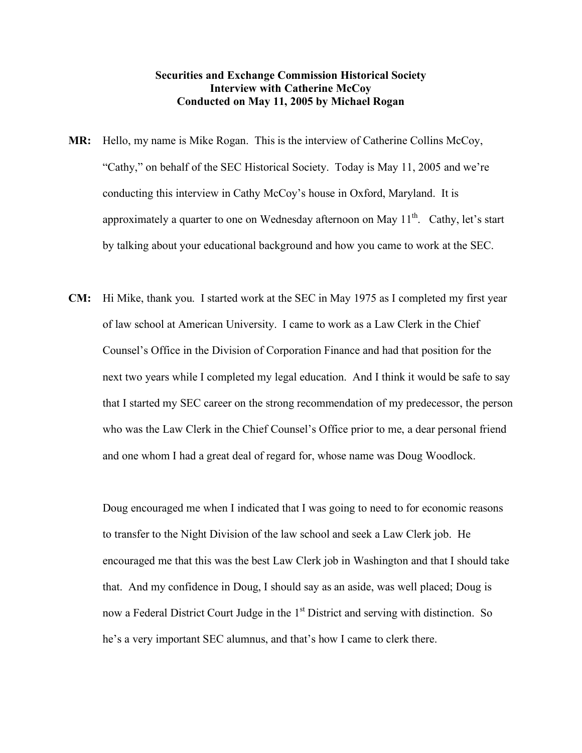**Securities and Exchange Commission Historical Society**
**Interview with Catherine McCoy**
**Conducted on May 11, 2005 by Michael Rogan**

**MR:** Hello, my name is Mike Rogan. This is the interview of Catherine Collins McCoy, "Cathy," on behalf of the SEC Historical Society. Today is May 11, 2005 and we're conducting this interview in Cathy McCoy's house in Oxford, Maryland. It is approximately a quarter to one on Wednesday afternoon on May 11th. Cathy, let's start by talking about your educational background and how you came to work at the SEC.

**CM:** Hi Mike, thank you. I started work at the SEC in May 1975 as I completed my first year of law school at American University. I came to work as a Law Clerk in the Chief Counsel's Office in the Division of Corporation Finance and had that position for the next two years while I completed my legal education. And I think it would be safe to say that I started my SEC career on the strong recommendation of my predecessor, the person who was the Law Clerk in the Chief Counsel's Office prior to me, a dear personal friend and one whom I had a great deal of regard for, whose name was Doug Woodlock.

Doug encouraged me when I indicated that I was going to need to for economic reasons to transfer to the Night Division of the law school and seek a Law Clerk job. He encouraged me that this was the best Law Clerk job in Washington and that I should take that. And my confidence in Doug, I should say as an aside, was well placed; Doug is now a Federal District Court Judge in the 1st District and serving with distinction. So he's a very important SEC alumnus, and that's how I came to clerk there.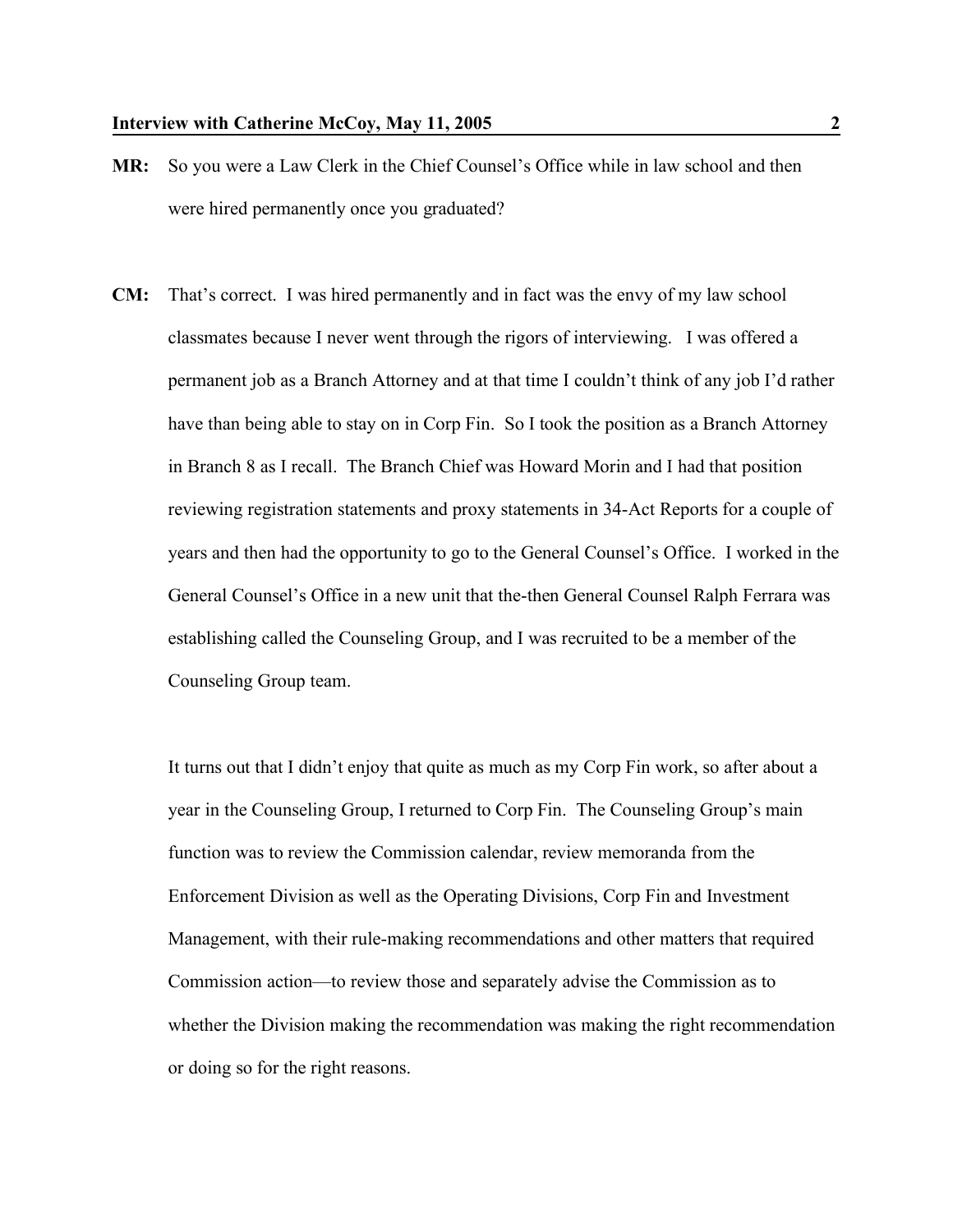**MR:** So you were a Law Clerk in the Chief Counsel's Office while in law school and then were hired permanently once you graduated?

**CM:** That's correct. I was hired permanently and in fact was the envy of my law school classmates because I never went through the rigors of interviewing. I was offered a permanent job as a Branch Attorney and at that time I couldn't think of any job I'd rather have than being able to stay on in Corp Fin. So I took the position as a Branch Attorney in Branch 8 as I recall. The Branch Chief was Howard Morin and I had that position reviewing registration statements and proxy statements in 34-Act Reports for a couple of years and then had the opportunity to go to the General Counsel's Office. I worked in the General Counsel's Office in a new unit that the-then General Counsel Ralph Ferrara was establishing called the Counseling Group, and I was recruited to be a member of the Counseling Group team.

It turns out that I didn't enjoy that quite as much as my Corp Fin work, so after about a year in the Counseling Group, I returned to Corp Fin. The Counseling Group's main function was to review the Commission calendar, review memoranda from the Enforcement Division as well as the Operating Divisions, Corp Fin and Investment Management, with their rule-making recommendations and other matters that required Commission action—to review those and separately advise the Commission as to whether the Division making the recommendation was making the right recommendation or doing so for the right reasons.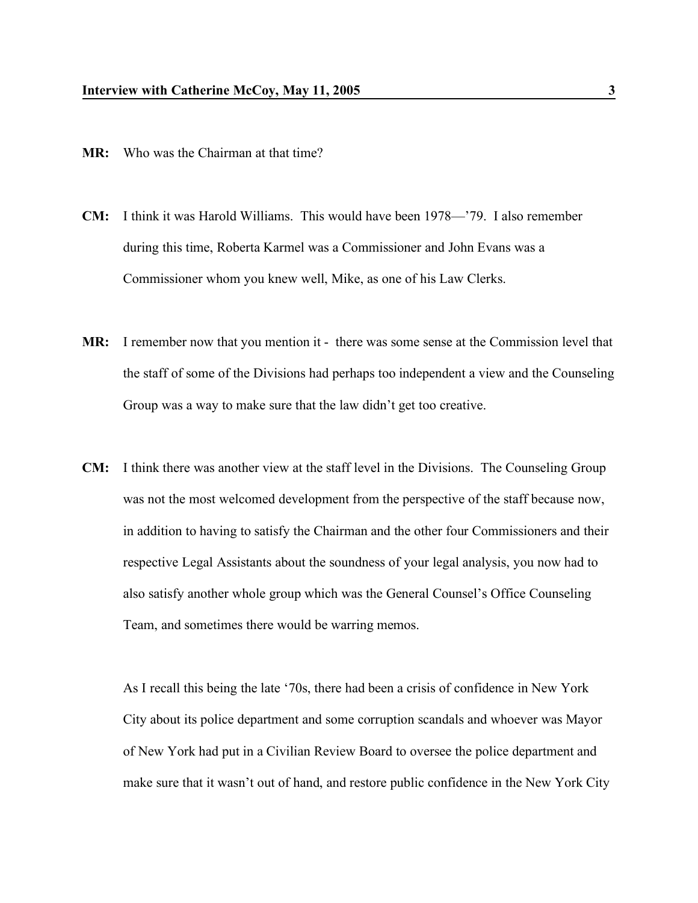**MR:** Who was the Chairman at that time?

**CM:** I think it was Harold Williams. This would have been 1978—'79. I also remember during this time, Roberta Karmel was a Commissioner and John Evans was a Commissioner whom you knew well, Mike, as one of his Law Clerks.

**MR:** I remember now that you mention it - there was some sense at the Commission level that the staff of some of the Divisions had perhaps too independent a view and the Counseling Group was a way to make sure that the law didn't get too creative.

**CM:** I think there was another view at the staff level in the Divisions. The Counseling Group was not the most welcomed development from the perspective of the staff because now, in addition to having to satisfy the Chairman and the other four Commissioners and their respective Legal Assistants about the soundness of your legal analysis, you now had to also satisfy another whole group which was the General Counsel's Office Counseling Team, and sometimes there would be warring memos.

As I recall this being the late '70s, there had been a crisis of confidence in New York City about its police department and some corruption scandals and whoever was Mayor of New York had put in a Civilian Review Board to oversee the police department and make sure that it wasn't out of hand, and restore public confidence in the New York City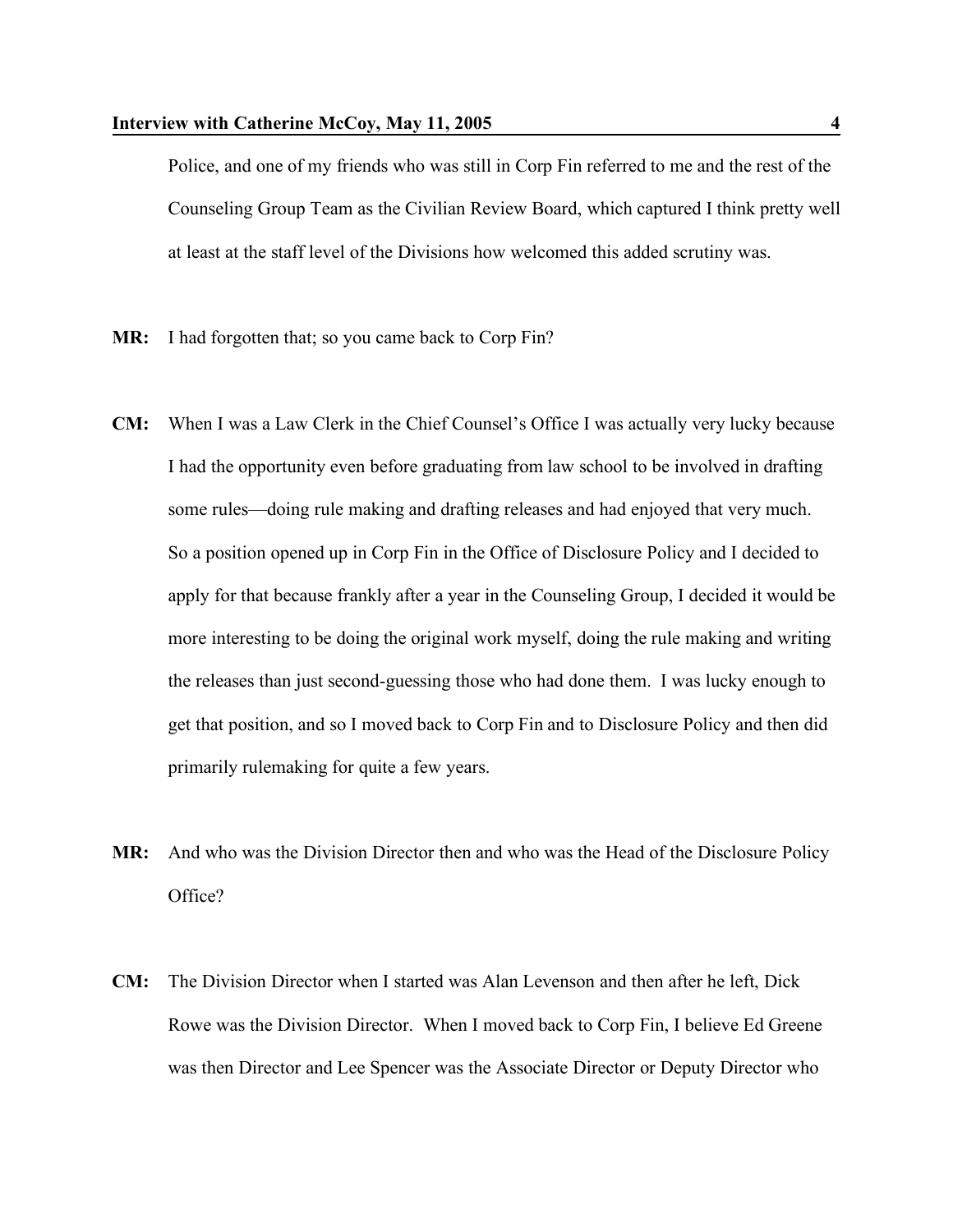Police, and one of my friends who was still in Corp Fin referred to me and the rest of the Counseling Group Team as the Civilian Review Board, which captured I think pretty well at least at the staff level of the Divisions how welcomed this added scrutiny was.

**MR:** I had forgotten that; so you came back to Corp Fin?

**CM:** When I was a Law Clerk in the Chief Counsel's Office I was actually very lucky because I had the opportunity even before graduating from law school to be involved in drafting some rules—doing rule making and drafting releases and had enjoyed that very much. So a position opened up in Corp Fin in the Office of Disclosure Policy and I decided to apply for that because frankly after a year in the Counseling Group, I decided it would be more interesting to be doing the original work myself, doing the rule making and writing the releases than just second-guessing those who had done them. I was lucky enough to get that position, and so I moved back to Corp Fin and to Disclosure Policy and then did primarily rulemaking for quite a few years.

**MR:** And who was the Division Director then and who was the Head of the Disclosure Policy Office?

**CM:** The Division Director when I started was Alan Levenson and then after he left, Dick Rowe was the Division Director. When I moved back to Corp Fin, I believe Ed Greene was then Director and Lee Spencer was the Associate Director or Deputy Director who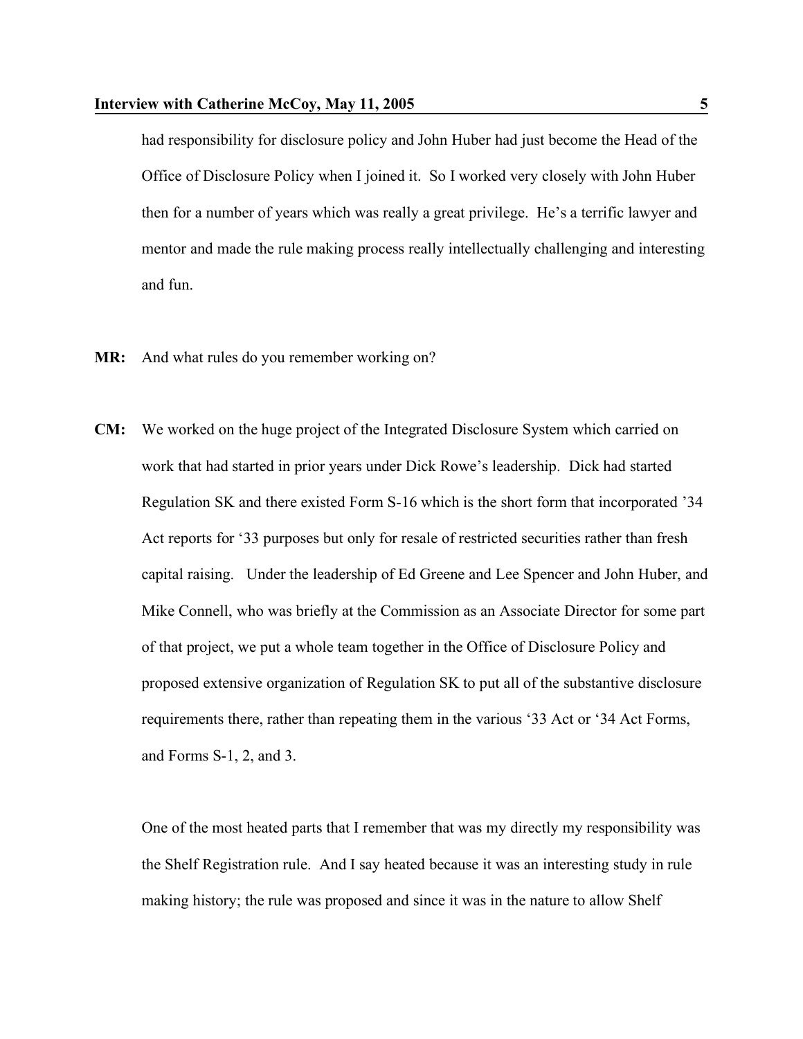had responsibility for disclosure policy and John Huber had just become the Head of the Office of Disclosure Policy when I joined it. So I worked very closely with John Huber then for a number of years which was really a great privilege. He's a terrific lawyer and mentor and made the rule making process really intellectually challenging and interesting and fun.

**MR:** And what rules do you remember working on?

**CM:** We worked on the huge project of the Integrated Disclosure System which carried on work that had started in prior years under Dick Rowe's leadership. Dick had started Regulation SK and there existed Form S-16 which is the short form that incorporated '34 Act reports for '33 purposes but only for resale of restricted securities rather than fresh capital raising. Under the leadership of Ed Greene and Lee Spencer and John Huber, and Mike Connell, who was briefly at the Commission as an Associate Director for some part of that project, we put a whole team together in the Office of Disclosure Policy and proposed extensive organization of Regulation SK to put all of the substantive disclosure requirements there, rather than repeating them in the various '33 Act or '34 Act Forms, and Forms S-1, 2, and 3.

One of the most heated parts that I remember that was my directly my responsibility was the Shelf Registration rule. And I say heated because it was an interesting study in rule making history; the rule was proposed and since it was in the nature to allow Shelf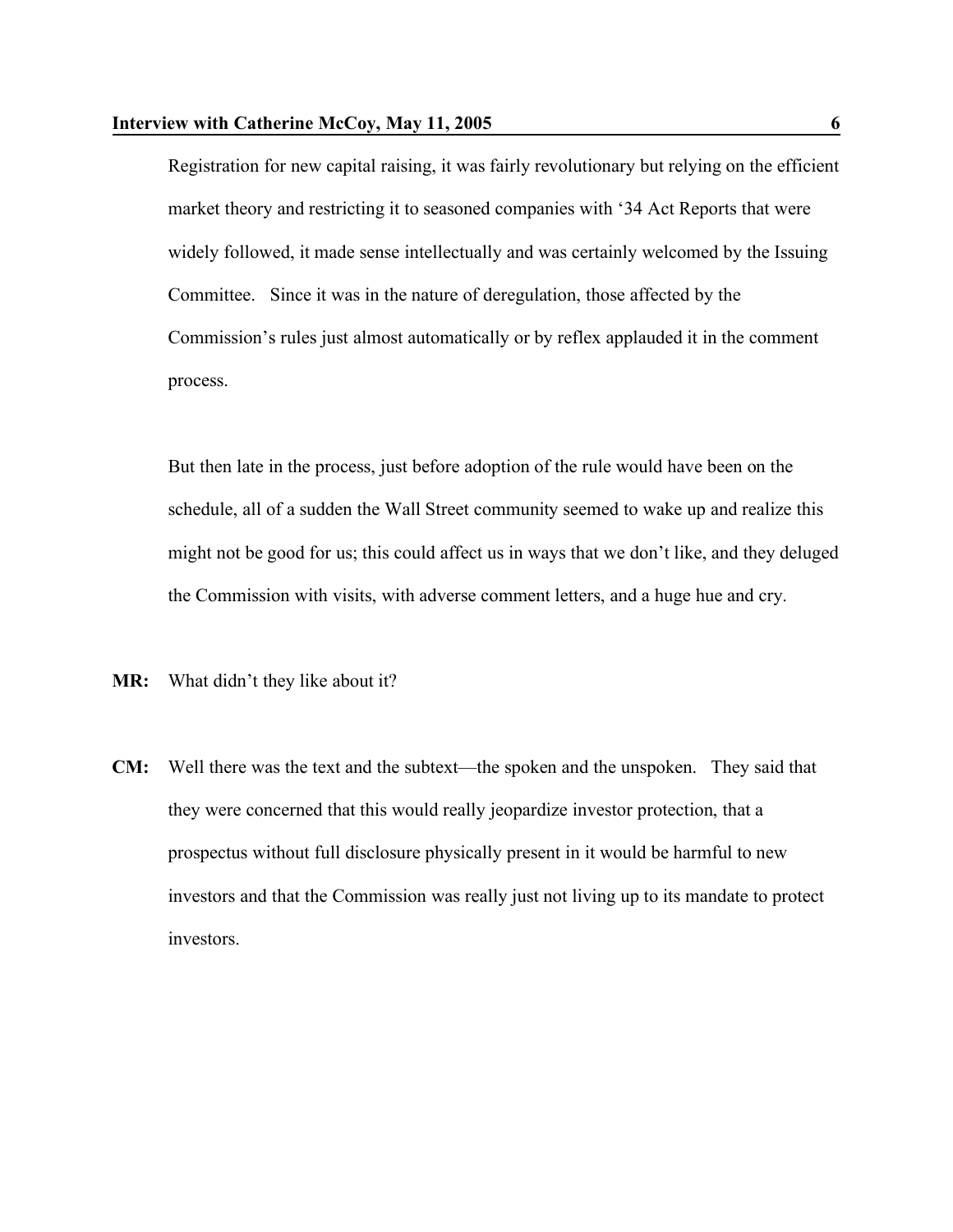Registration for new capital raising, it was fairly revolutionary but relying on the efficient market theory and restricting it to seasoned companies with '34 Act Reports that were widely followed, it made sense intellectually and was certainly welcomed by the Issuing Committee. Since it was in the nature of deregulation, those affected by the Commission's rules just almost automatically or by reflex applauded it in the comment process.

But then late in the process, just before adoption of the rule would have been on the schedule, all of a sudden the Wall Street community seemed to wake up and realize this might not be good for us; this could affect us in ways that we don't like, and they deluged the Commission with visits, with adverse comment letters, and a huge hue and cry.

**MR:** What didn't they like about it?

**CM:** Well there was the text and the subtext—the spoken and the unspoken. They said that they were concerned that this would really jeopardize investor protection, that a prospectus without full disclosure physically present in it would be harmful to new investors and that the Commission was really just not living up to its mandate to protect investors.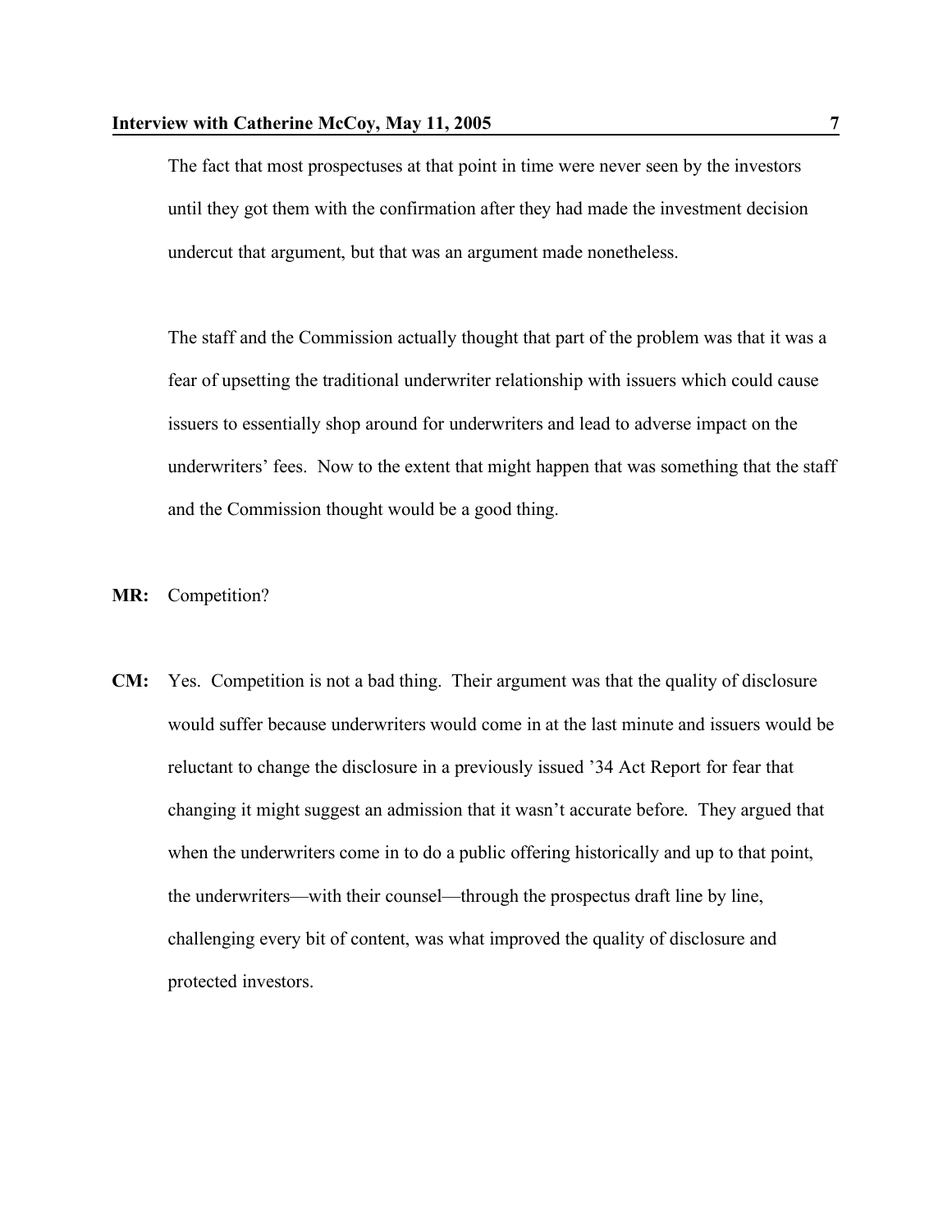The fact that most prospectuses at that point in time were never seen by the investors until they got them with the confirmation after they had made the investment decision undercut that argument, but that was an argument made nonetheless.

The staff and the Commission actually thought that part of the problem was that it was a fear of upsetting the traditional underwriter relationship with issuers which could cause issuers to essentially shop around for underwriters and lead to adverse impact on the underwriters' fees. Now to the extent that might happen that was something that the staff and the Commission thought would be a good thing.

**MR:** Competition?

**CM:** Yes. Competition is not a bad thing. Their argument was that the quality of disclosure would suffer because underwriters would come in at the last minute and issuers would be reluctant to change the disclosure in a previously issued '34 Act Report for fear that changing it might suggest an admission that it wasn't accurate before. They argued that when the underwriters come in to do a public offering historically and up to that point, the underwriters—with their counsel—through the prospectus draft line by line, challenging every bit of content, was what improved the quality of disclosure and protected investors.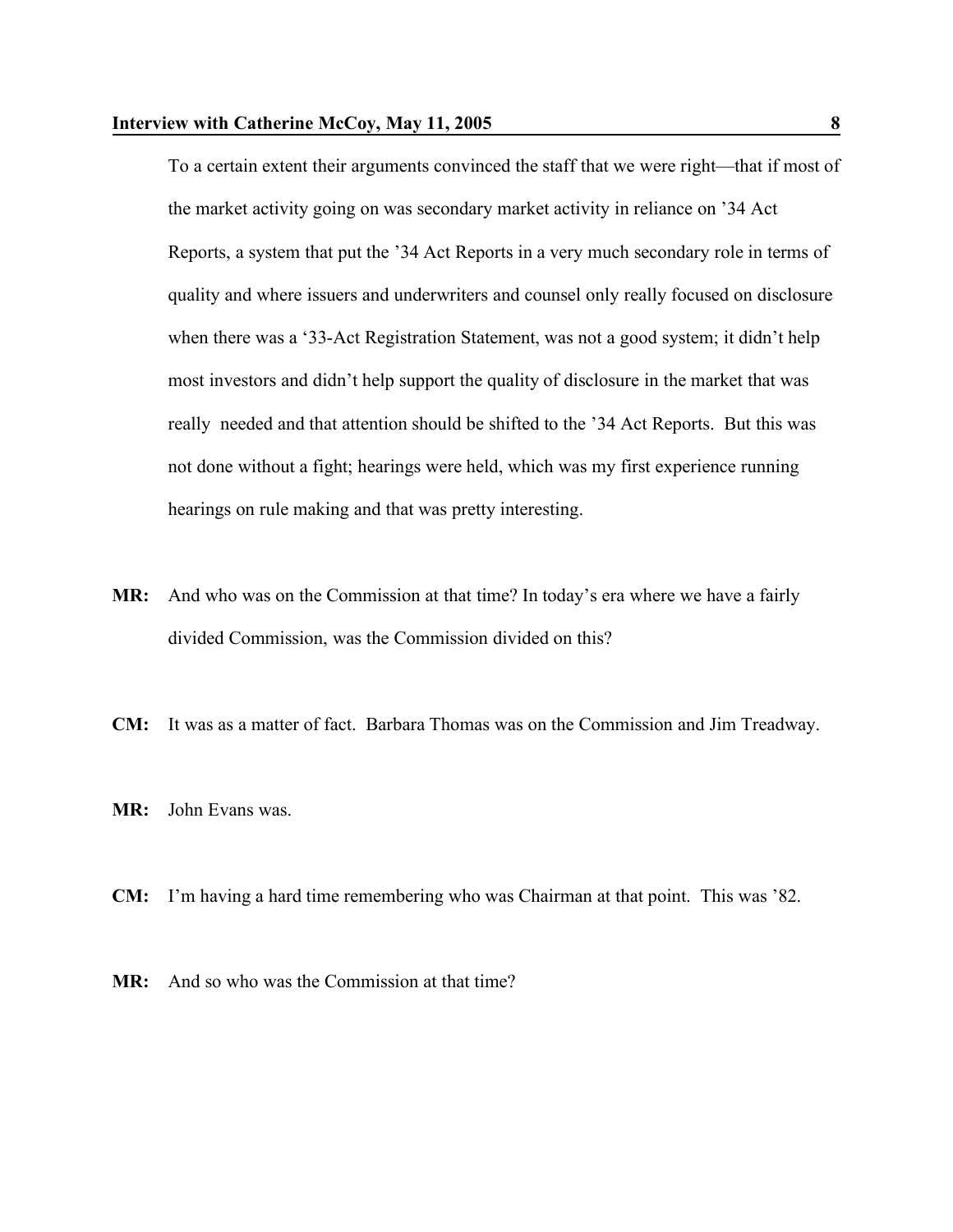To a certain extent their arguments convinced the staff that we were right—that if most of the market activity going on was secondary market activity in reliance on '34 Act Reports, a system that put the '34 Act Reports in a very much secondary role in terms of quality and where issuers and underwriters and counsel only really focused on disclosure when there was a '33-Act Registration Statement, was not a good system; it didn't help most investors and didn't help support the quality of disclosure in the market that was really needed and that attention should be shifted to the '34 Act Reports. But this was not done without a fight; hearings were held, which was my first experience running hearings on rule making and that was pretty interesting.

**MR:** And who was on the Commission at that time? In today's era where we have a fairly divided Commission, was the Commission divided on this?

**CM:** It was as a matter of fact. Barbara Thomas was on the Commission and Jim Treadway.

**MR:** John Evans was.

**CM:** I'm having a hard time remembering who was Chairman at that point. This was '82.

**MR:** And so who was the Commission at that time?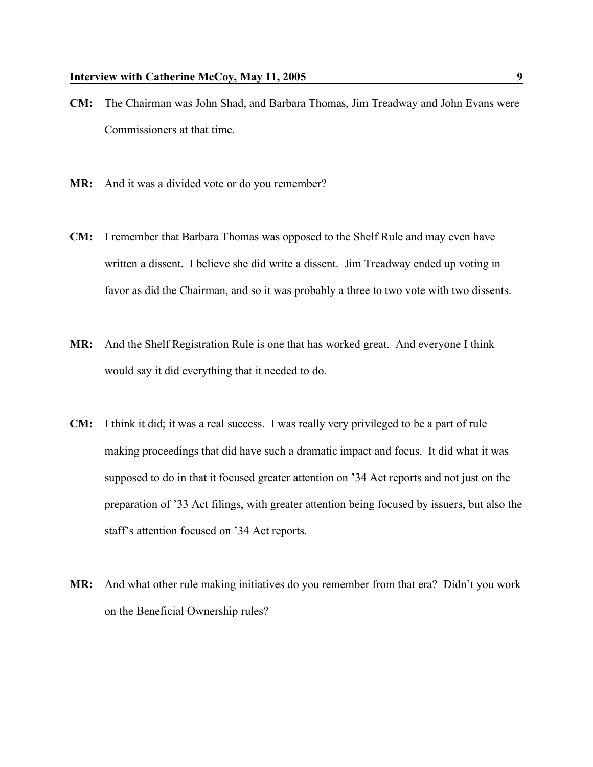**CM:** The Chairman was John Shad, and Barbara Thomas, Jim Treadway and John Evans were Commissioners at that time.

**MR:** And it was a divided vote or do you remember?

**CM:** I remember that Barbara Thomas was opposed to the Shelf Rule and may even have written a dissent. I believe she did write a dissent. Jim Treadway ended up voting in favor as did the Chairman, and so it was probably a three to two vote with two dissents.

**MR:** And the Shelf Registration Rule is one that has worked great. And everyone I think would say it did everything that it needed to do.

**CM:** I think it did; it was a real success. I was really very privileged to be a part of rule making proceedings that did have such a dramatic impact and focus. It did what it was supposed to do in that it focused greater attention on '34 Act reports and not just on the preparation of '33 Act filings, with greater attention being focused by issuers, but also the staff's attention focused on '34 Act reports.

**MR:** And what other rule making initiatives do you remember from that era? Didn't you work on the Beneficial Ownership rules?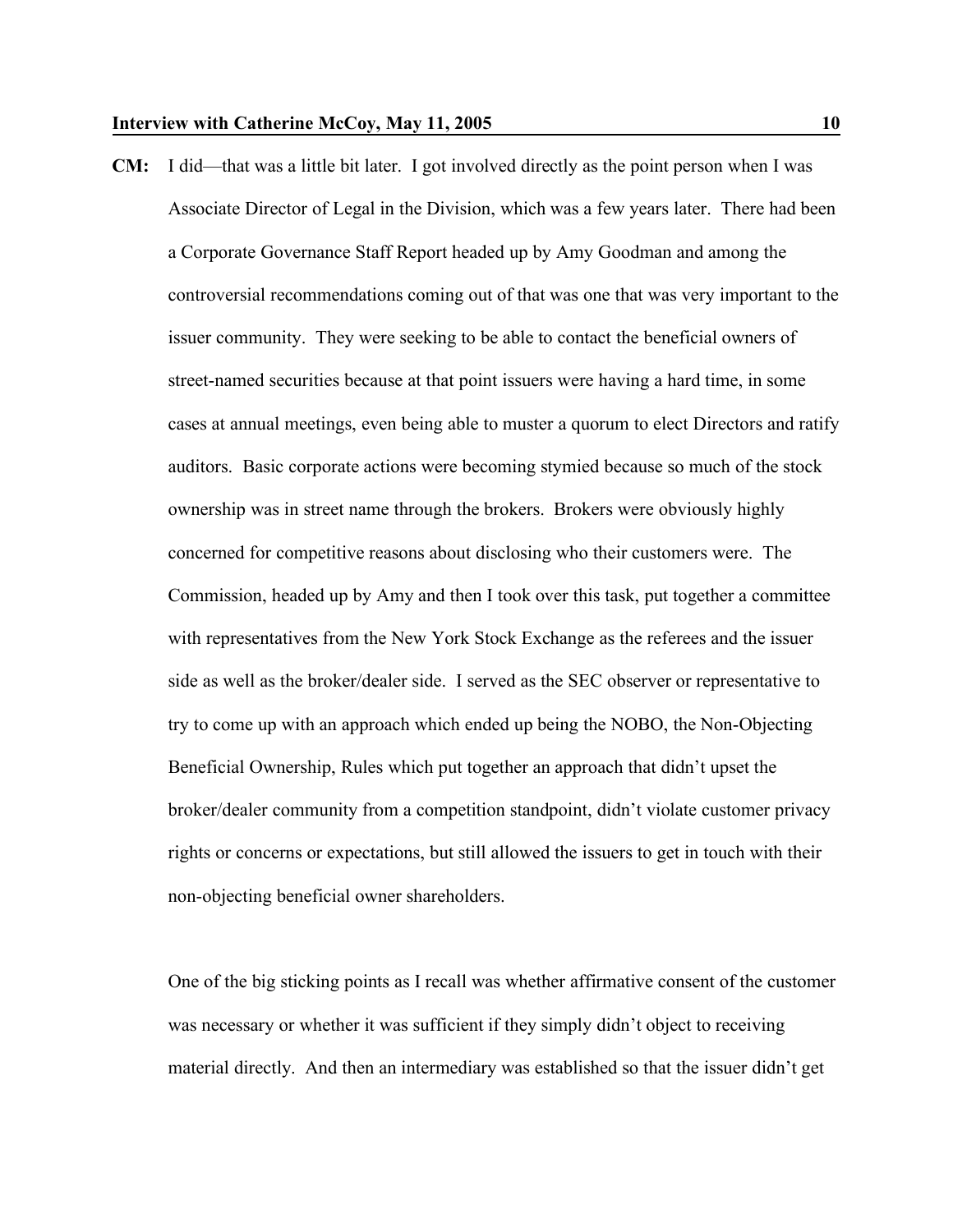**CM:** I did—that was a little bit later. I got involved directly as the point person when I was Associate Director of Legal in the Division, which was a few years later. There had been a Corporate Governance Staff Report headed up by Amy Goodman and among the controversial recommendations coming out of that was one that was very important to the issuer community. They were seeking to be able to contact the beneficial owners of street-named securities because at that point issuers were having a hard time, in some cases at annual meetings, even being able to muster a quorum to elect Directors and ratify auditors. Basic corporate actions were becoming stymied because so much of the stock ownership was in street name through the brokers. Brokers were obviously highly concerned for competitive reasons about disclosing who their customers were. The Commission, headed up by Amy and then I took over this task, put together a committee with representatives from the New York Stock Exchange as the referees and the issuer side as well as the broker/dealer side. I served as the SEC observer or representative to try to come up with an approach which ended up being the NOBO, the Non-Objecting Beneficial Ownership, Rules which put together an approach that didn't upset the broker/dealer community from a competition standpoint, didn't violate customer privacy rights or concerns or expectations, but still allowed the issuers to get in touch with their non-objecting beneficial owner shareholders.

One of the big sticking points as I recall was whether affirmative consent of the customer was necessary or whether it was sufficient if they simply didn't object to receiving material directly. And then an intermediary was established so that the issuer didn't get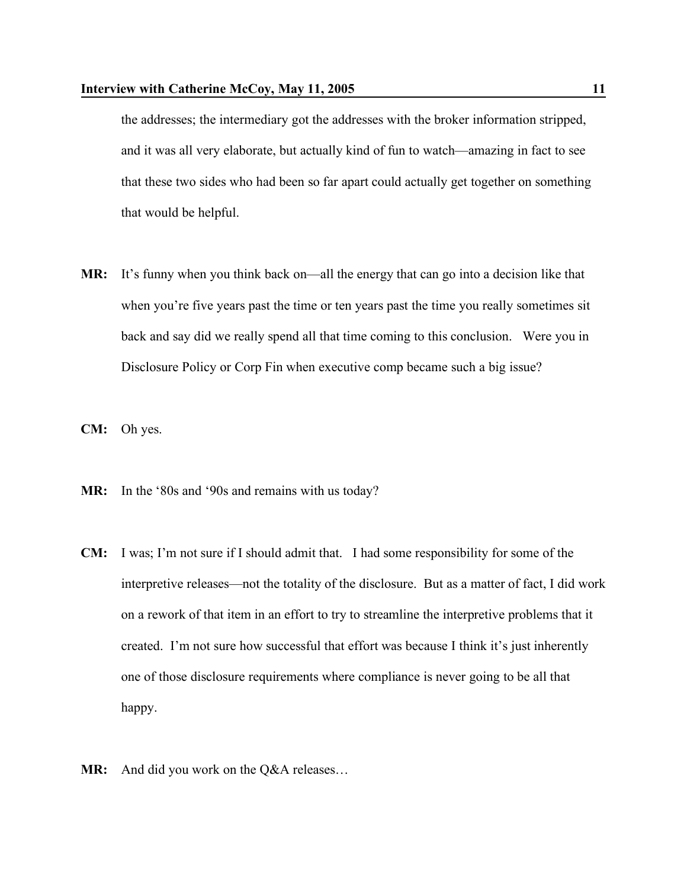the addresses; the intermediary got the addresses with the broker information stripped, and it was all very elaborate, but actually kind of fun to watch—amazing in fact to see that these two sides who had been so far apart could actually get together on something that would be helpful.

**MR:** It's funny when you think back on—all the energy that can go into a decision like that when you're five years past the time or ten years past the time you really sometimes sit back and say did we really spend all that time coming to this conclusion. Were you in Disclosure Policy or Corp Fin when executive comp became such a big issue?

**CM:** Oh yes.

**MR:** In the '80s and '90s and remains with us today?

**CM:** I was; I'm not sure if I should admit that. I had some responsibility for some of the interpretive releases—not the totality of the disclosure. But as a matter of fact, I did work on a rework of that item in an effort to try to streamline the interpretive problems that it created. I'm not sure how successful that effort was because I think it's just inherently one of those disclosure requirements where compliance is never going to be all that happy.

**MR:** And did you work on the Q&A releases…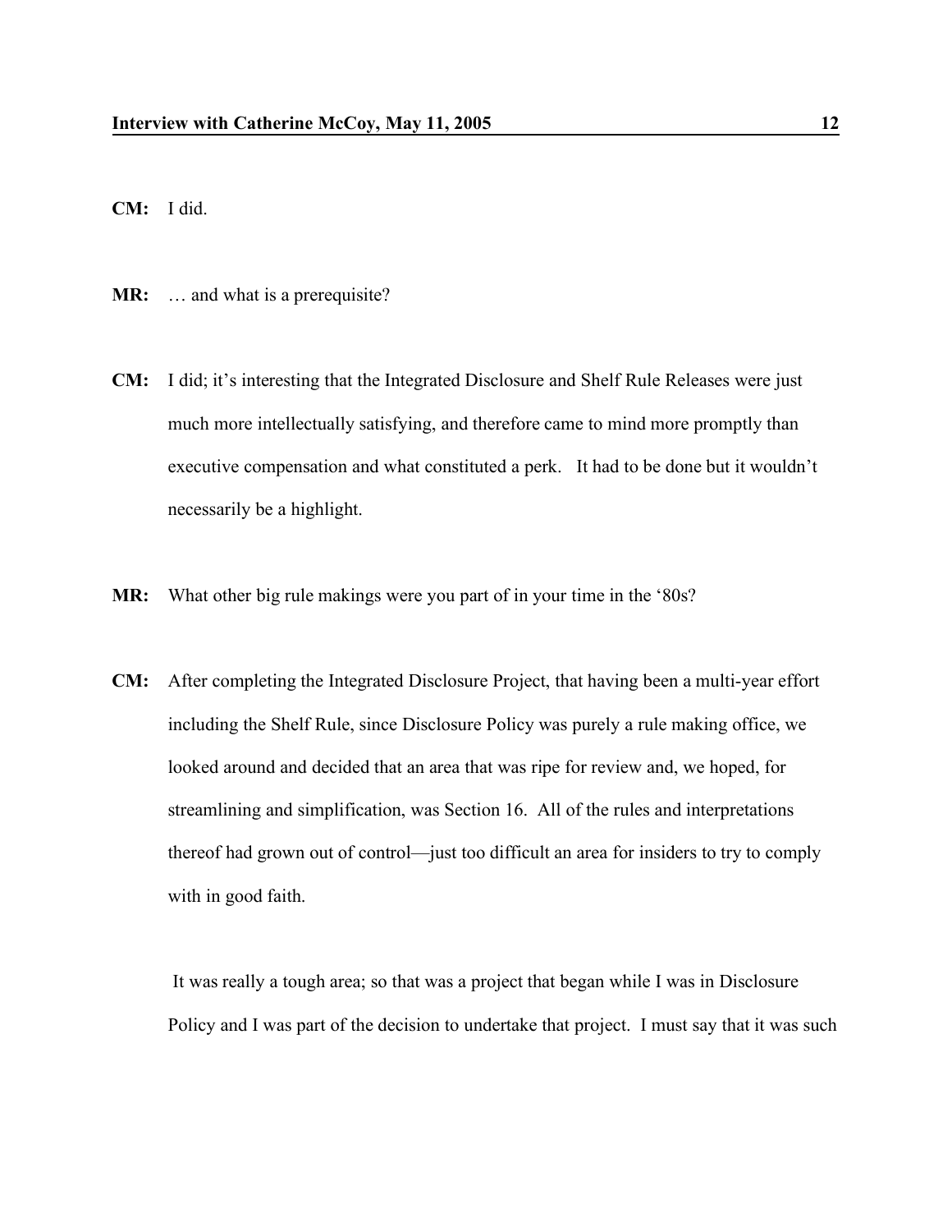**CM:** I did.

**MR:** … and what is a prerequisite?

**CM:** I did; it's interesting that the Integrated Disclosure and Shelf Rule Releases were just much more intellectually satisfying, and therefore came to mind more promptly than executive compensation and what constituted a perk. It had to be done but it wouldn't necessarily be a highlight.

**MR:** What other big rule makings were you part of in your time in the '80s?

**CM:** After completing the Integrated Disclosure Project, that having been a multi-year effort including the Shelf Rule, since Disclosure Policy was purely a rule making office, we looked around and decided that an area that was ripe for review and, we hoped, for streamlining and simplification, was Section 16. All of the rules and interpretations thereof had grown out of control—just too difficult an area for insiders to try to comply with in good faith.

It was really a tough area; so that was a project that began while I was in Disclosure Policy and I was part of the decision to undertake that project. I must say that it was such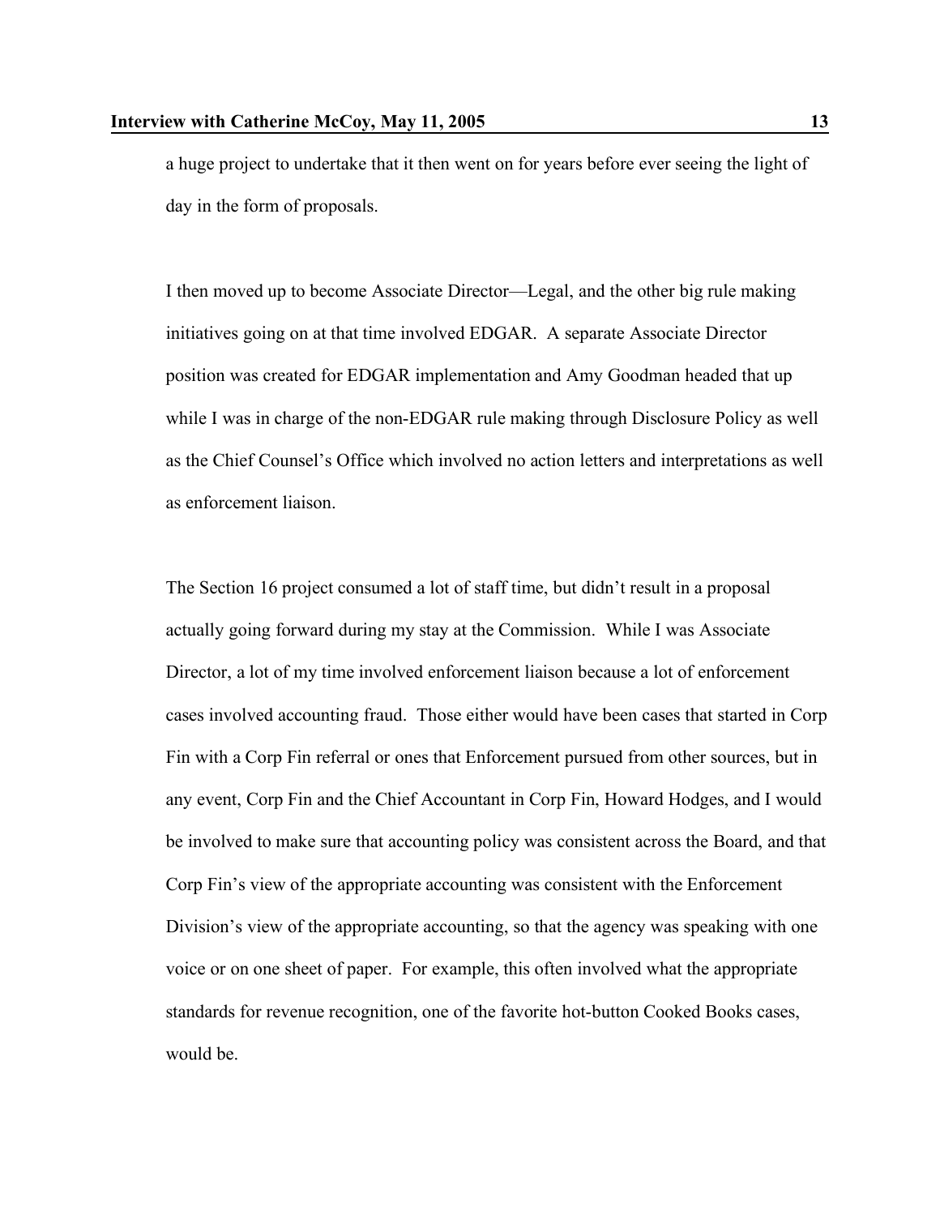a huge project to undertake that it then went on for years before ever seeing the light of day in the form of proposals.

I then moved up to become Associate Director—Legal, and the other big rule making initiatives going on at that time involved EDGAR. A separate Associate Director position was created for EDGAR implementation and Amy Goodman headed that up while I was in charge of the non-EDGAR rule making through Disclosure Policy as well as the Chief Counsel's Office which involved no action letters and interpretations as well as enforcement liaison.

The Section 16 project consumed a lot of staff time, but didn't result in a proposal actually going forward during my stay at the Commission. While I was Associate Director, a lot of my time involved enforcement liaison because a lot of enforcement cases involved accounting fraud. Those either would have been cases that started in Corp Fin with a Corp Fin referral or ones that Enforcement pursued from other sources, but in any event, Corp Fin and the Chief Accountant in Corp Fin, Howard Hodges, and I would be involved to make sure that accounting policy was consistent across the Board, and that Corp Fin's view of the appropriate accounting was consistent with the Enforcement Division's view of the appropriate accounting, so that the agency was speaking with one voice or on one sheet of paper. For example, this often involved what the appropriate standards for revenue recognition, one of the favorite hot-button Cooked Books cases, would be.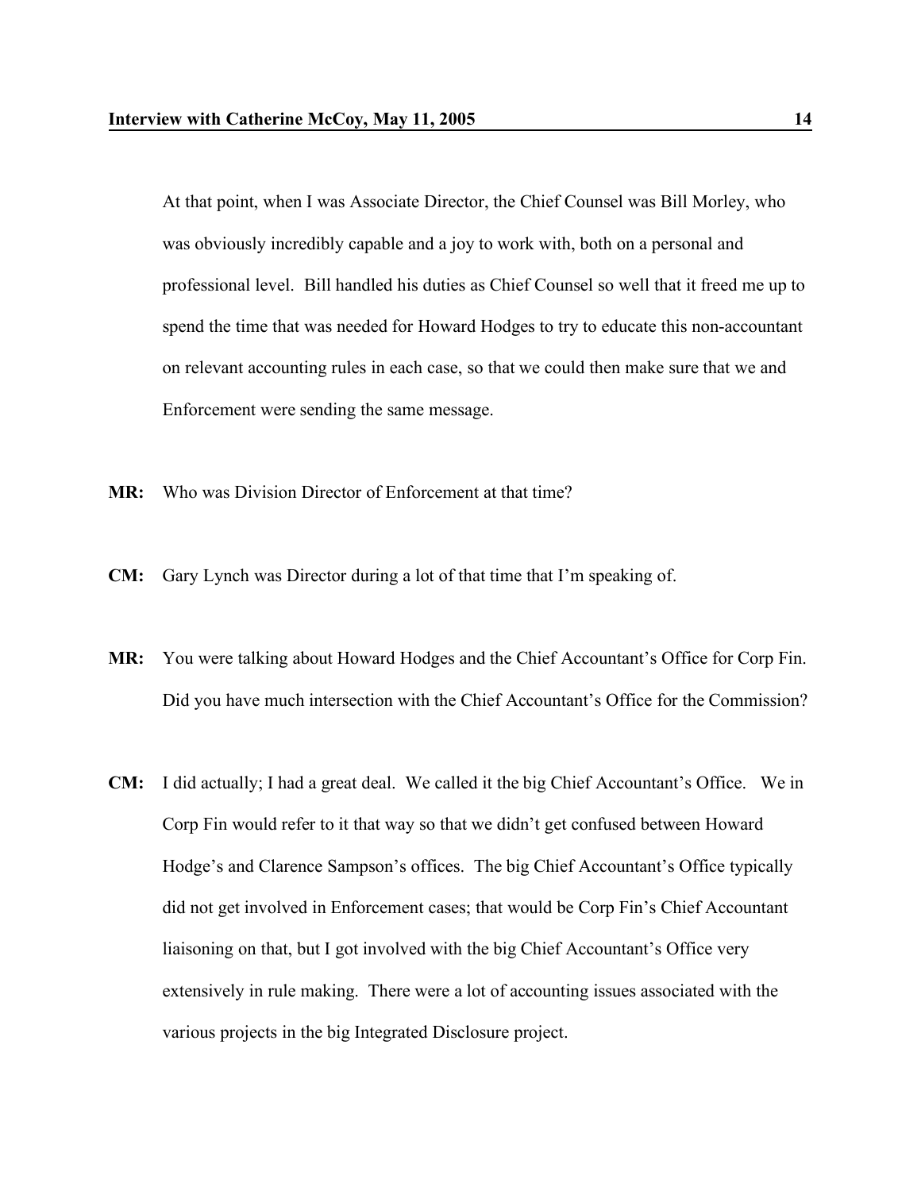At that point, when I was Associate Director, the Chief Counsel was Bill Morley, who was obviously incredibly capable and a joy to work with, both on a personal and professional level. Bill handled his duties as Chief Counsel so well that it freed me up to spend the time that was needed for Howard Hodges to try to educate this non-accountant on relevant accounting rules in each case, so that we could then make sure that we and Enforcement were sending the same message.

**MR:** Who was Division Director of Enforcement at that time?

**CM:** Gary Lynch was Director during a lot of that time that I'm speaking of.

**MR:** You were talking about Howard Hodges and the Chief Accountant's Office for Corp Fin. Did you have much intersection with the Chief Accountant's Office for the Commission?

**CM:** I did actually; I had a great deal. We called it the big Chief Accountant's Office. We in Corp Fin would refer to it that way so that we didn't get confused between Howard Hodge's and Clarence Sampson's offices. The big Chief Accountant's Office typically did not get involved in Enforcement cases; that would be Corp Fin's Chief Accountant liaisoning on that, but I got involved with the big Chief Accountant's Office very extensively in rule making. There were a lot of accounting issues associated with the various projects in the big Integrated Disclosure project.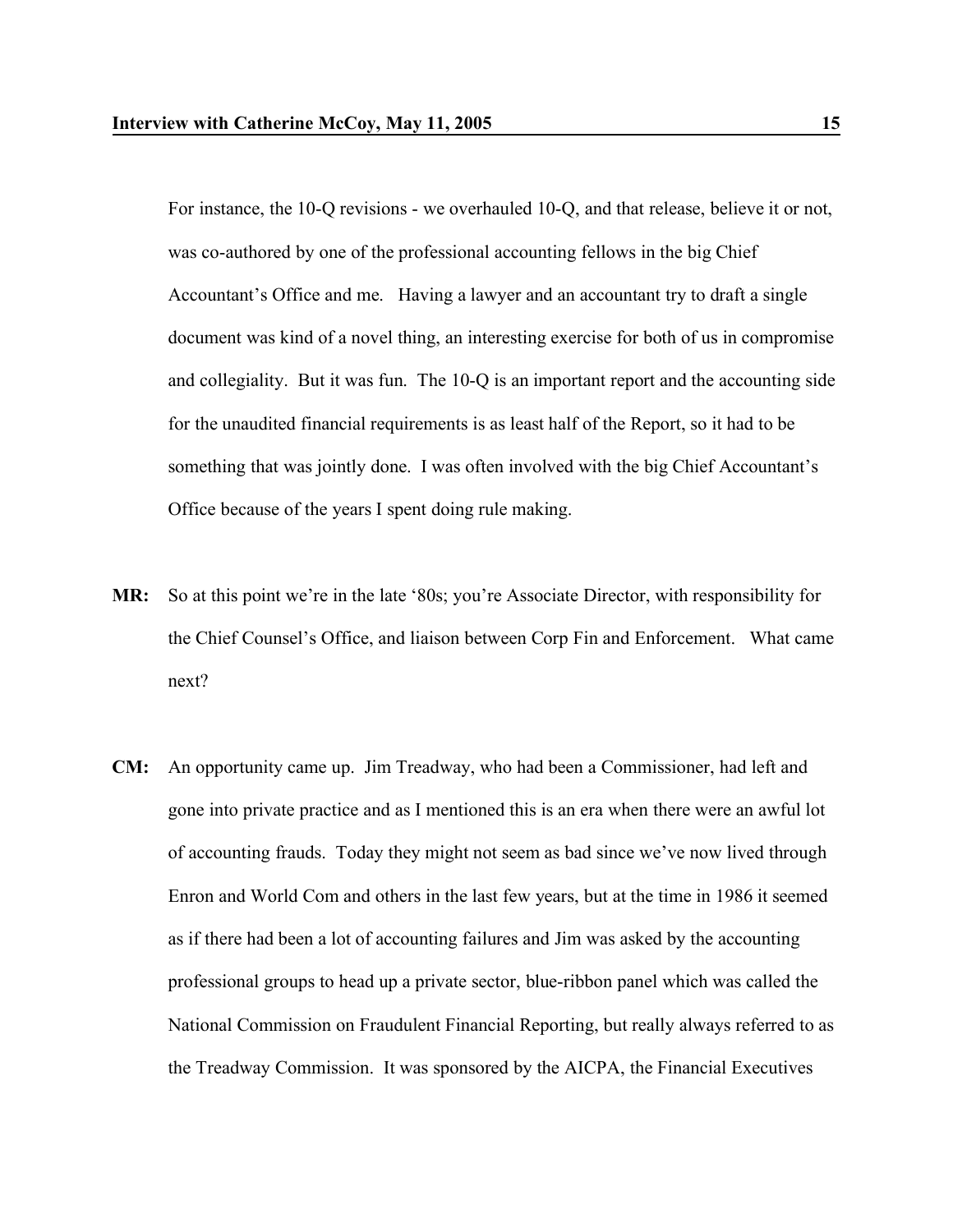For instance, the 10-Q revisions - we overhauled 10-Q, and that release, believe it or not, was co-authored by one of the professional accounting fellows in the big Chief Accountant's Office and me. Having a lawyer and an accountant try to draft a single document was kind of a novel thing, an interesting exercise for both of us in compromise and collegiality. But it was fun. The 10-Q is an important report and the accounting side for the unaudited financial requirements is as least half of the Report, so it had to be something that was jointly done. I was often involved with the big Chief Accountant's Office because of the years I spent doing rule making.

**MR:** So at this point we're in the late '80s; you're Associate Director, with responsibility for the Chief Counsel's Office, and liaison between Corp Fin and Enforcement. What came next?

**CM:** An opportunity came up. Jim Treadway, who had been a Commissioner, had left and gone into private practice and as I mentioned this is an era when there were an awful lot of accounting frauds. Today they might not seem as bad since we've now lived through Enron and World Com and others in the last few years, but at the time in 1986 it seemed as if there had been a lot of accounting failures and Jim was asked by the accounting professional groups to head up a private sector, blue-ribbon panel which was called the National Commission on Fraudulent Financial Reporting, but really always referred to as the Treadway Commission. It was sponsored by the AICPA, the Financial Executives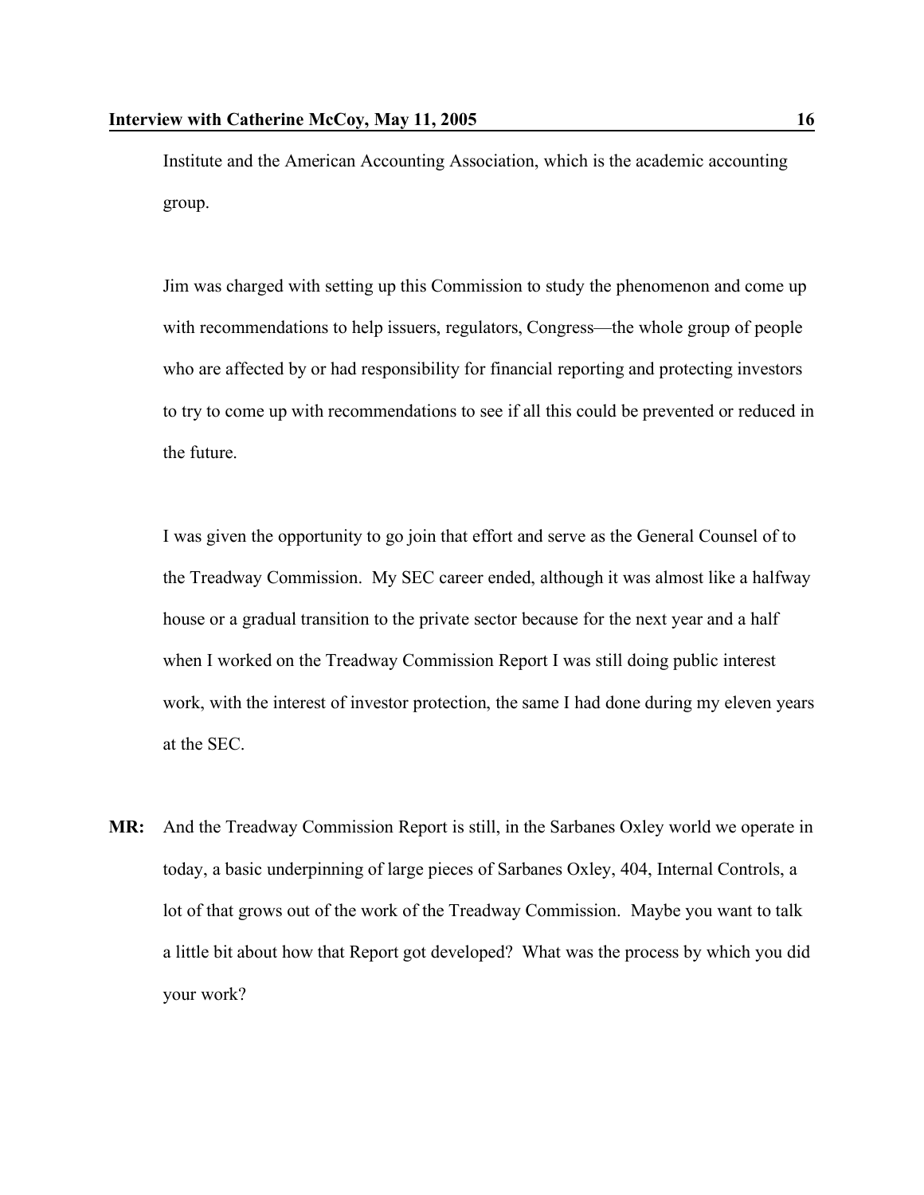Institute and the American Accounting Association, which is the academic accounting group.

Jim was charged with setting up this Commission to study the phenomenon and come up with recommendations to help issuers, regulators, Congress—the whole group of people who are affected by or had responsibility for financial reporting and protecting investors to try to come up with recommendations to see if all this could be prevented or reduced in the future.

I was given the opportunity to go join that effort and serve as the General Counsel of to the Treadway Commission. My SEC career ended, although it was almost like a halfway house or a gradual transition to the private sector because for the next year and a half when I worked on the Treadway Commission Report I was still doing public interest work, with the interest of investor protection, the same I had done during my eleven years at the SEC.

**MR:** And the Treadway Commission Report is still, in the Sarbanes Oxley world we operate in today, a basic underpinning of large pieces of Sarbanes Oxley, 404, Internal Controls, a lot of that grows out of the work of the Treadway Commission. Maybe you want to talk a little bit about how that Report got developed? What was the process by which you did your work?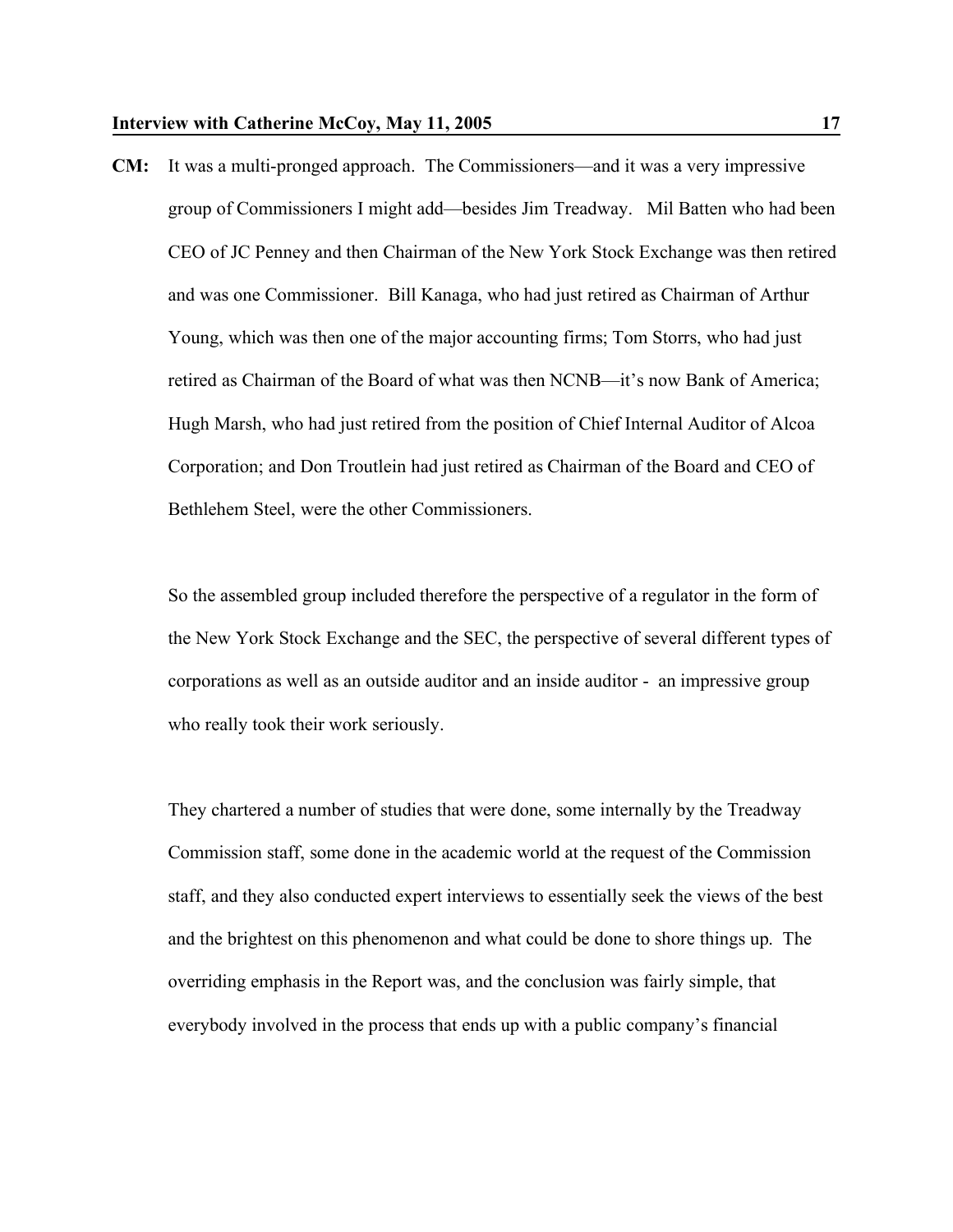**CM:** It was a multi-pronged approach. The Commissioners—and it was a very impressive group of Commissioners I might add—besides Jim Treadway. Mil Batten who had been CEO of JC Penney and then Chairman of the New York Stock Exchange was then retired and was one Commissioner. Bill Kanaga, who had just retired as Chairman of Arthur Young, which was then one of the major accounting firms; Tom Storrs, who had just retired as Chairman of the Board of what was then NCNB—it's now Bank of America; Hugh Marsh, who had just retired from the position of Chief Internal Auditor of Alcoa Corporation; and Don Troutlein had just retired as Chairman of the Board and CEO of Bethlehem Steel, were the other Commissioners.

So the assembled group included therefore the perspective of a regulator in the form of the New York Stock Exchange and the SEC, the perspective of several different types of corporations as well as an outside auditor and an inside auditor - an impressive group who really took their work seriously.

They chartered a number of studies that were done, some internally by the Treadway Commission staff, some done in the academic world at the request of the Commission staff, and they also conducted expert interviews to essentially seek the views of the best and the brightest on this phenomenon and what could be done to shore things up. The overriding emphasis in the Report was, and the conclusion was fairly simple, that everybody involved in the process that ends up with a public company's financial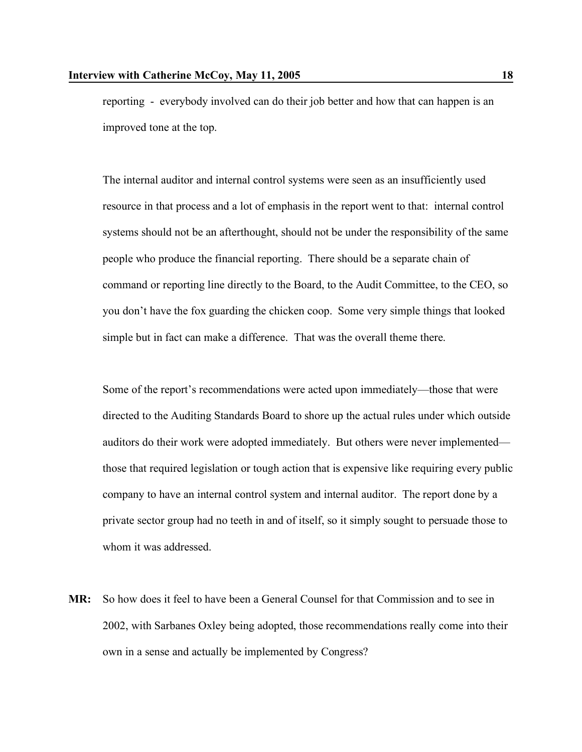reporting - everybody involved can do their job better and how that can happen is an improved tone at the top.

The internal auditor and internal control systems were seen as an insufficiently used resource in that process and a lot of emphasis in the report went to that: internal control systems should not be an afterthought, should not be under the responsibility of the same people who produce the financial reporting. There should be a separate chain of command or reporting line directly to the Board, to the Audit Committee, to the CEO, so you don't have the fox guarding the chicken coop. Some very simple things that looked simple but in fact can make a difference. That was the overall theme there.

Some of the report's recommendations were acted upon immediately—those that were directed to the Auditing Standards Board to shore up the actual rules under which outside auditors do their work were adopted immediately. But others were never implemented—those that required legislation or tough action that is expensive like requiring every public company to have an internal control system and internal auditor. The report done by a private sector group had no teeth in and of itself, so it simply sought to persuade those to whom it was addressed.

**MR:** So how does it feel to have been a General Counsel for that Commission and to see in 2002, with Sarbanes Oxley being adopted, those recommendations really come into their own in a sense and actually be implemented by Congress?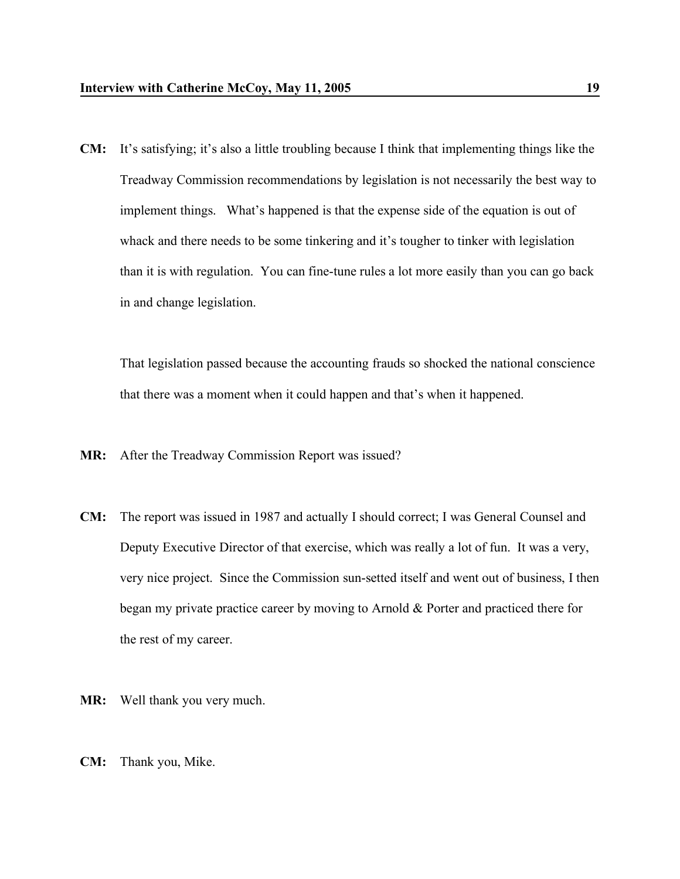**CM:** It's satisfying; it's also a little troubling because I think that implementing things like the Treadway Commission recommendations by legislation is not necessarily the best way to implement things. What's happened is that the expense side of the equation is out of whack and there needs to be some tinkering and it's tougher to tinker with legislation than it is with regulation. You can fine-tune rules a lot more easily than you can go back in and change legislation.

That legislation passed because the accounting frauds so shocked the national conscience that there was a moment when it could happen and that's when it happened.

**MR:** After the Treadway Commission Report was issued?

**CM:** The report was issued in 1987 and actually I should correct; I was General Counsel and Deputy Executive Director of that exercise, which was really a lot of fun. It was a very, very nice project. Since the Commission sun-setted itself and went out of business, I then began my private practice career by moving to Arnold & Porter and practiced there for the rest of my career.

**MR:** Well thank you very much.

**CM:** Thank you, Mike.